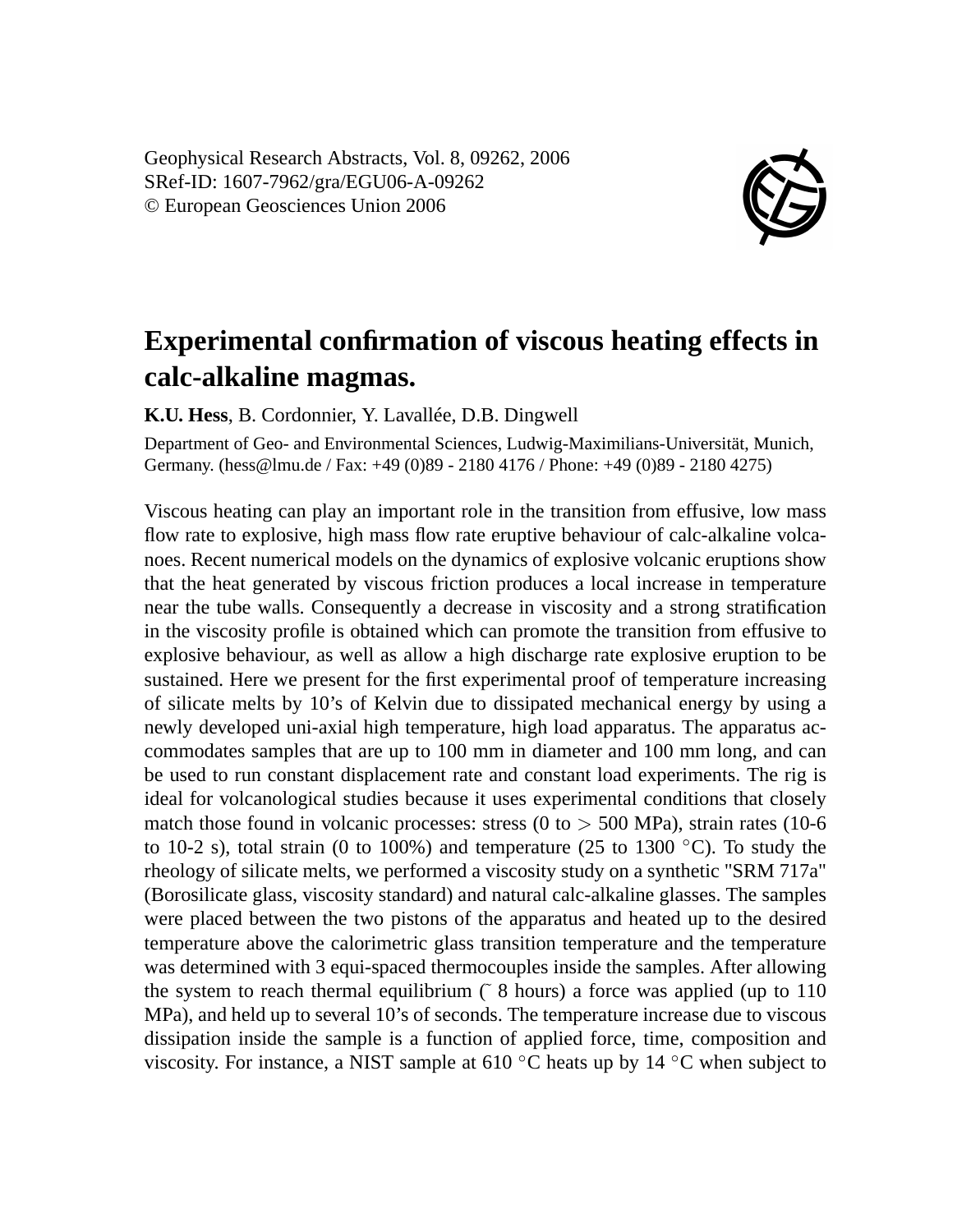Geophysical Research Abstracts, Vol. 8, 09262, 2006
SRef-ID: 1607-7962/gra/EGU06-A-09262
© European Geosciences Union 2006

# Experimental confirmation of viscous heating effects in calc-alkaline magmas.

**K.U. Hess**, B. Cordonnier, Y. Lavallée, D.B. Dingwell

Department of Geo- and Environmental Sciences, Ludwig-Maximilians-Universität, Munich, Germany. (hess@lmu.de / Fax: +49 (0)89 - 2180 4176 / Phone: +49 (0)89 - 2180 4275)

Viscous heating can play an important role in the transition from effusive, low mass flow rate to explosive, high mass flow rate eruptive behaviour of calc-alkaline volcanoes. Recent numerical models on the dynamics of explosive volcanic eruptions show that the heat generated by viscous friction produces a local increase in temperature near the tube walls. Consequently a decrease in viscosity and a strong stratification in the viscosity profile is obtained which can promote the transition from effusive to explosive behaviour, as well as allow a high discharge rate explosive eruption to be sustained. Here we present for the first experimental proof of temperature increasing of silicate melts by 10's of Kelvin due to dissipated mechanical energy by using a newly developed uni-axial high temperature, high load apparatus. The apparatus accommodates samples that are up to 100 mm in diameter and 100 mm long, and can be used to run constant displacement rate and constant load experiments. The rig is ideal for volcanological studies because it uses experimental conditions that closely match those found in volcanic processes: stress (0 to > 500 MPa), strain rates (10-6 to 10-2 s), total strain (0 to 100%) and temperature (25 to 1300 °C). To study the rheology of silicate melts, we performed a viscosity study on a synthetic "SRM 717a" (Borosilicate glass, viscosity standard) and natural calc-alkaline glasses. The samples were placed between the two pistons of the apparatus and heated up to the desired temperature above the calorimetric glass transition temperature and the temperature was determined with 3 equi-spaced thermocouples inside the samples. After allowing the system to reach thermal equilibrium (~ 8 hours) a force was applied (up to 110 MPa), and held up to several 10's of seconds. The temperature increase due to viscous dissipation inside the sample is a function of applied force, time, composition and viscosity. For instance, a NIST sample at 610 °C heats up by 14 °C when subject to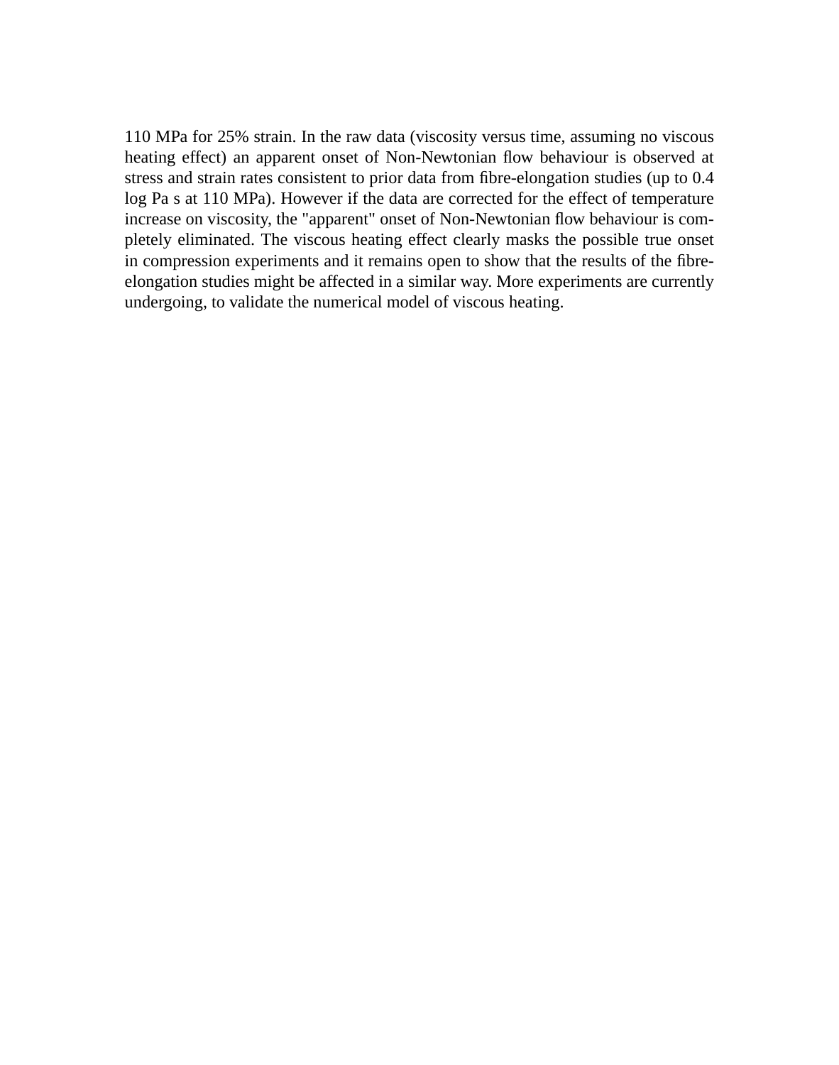110 MPa for 25% strain. In the raw data (viscosity versus time, assuming no viscous heating effect) an apparent onset of Non-Newtonian flow behaviour is observed at stress and strain rates consistent to prior data from fibre-elongation studies (up to 0.4 log Pa s at 110 MPa). However if the data are corrected for the effect of temperature increase on viscosity, the "apparent" onset of Non-Newtonian flow behaviour is completely eliminated. The viscous heating effect clearly masks the possible true onset in compression experiments and it remains open to show that the results of the fibre-elongation studies might be affected in a similar way. More experiments are currently undergoing, to validate the numerical model of viscous heating.